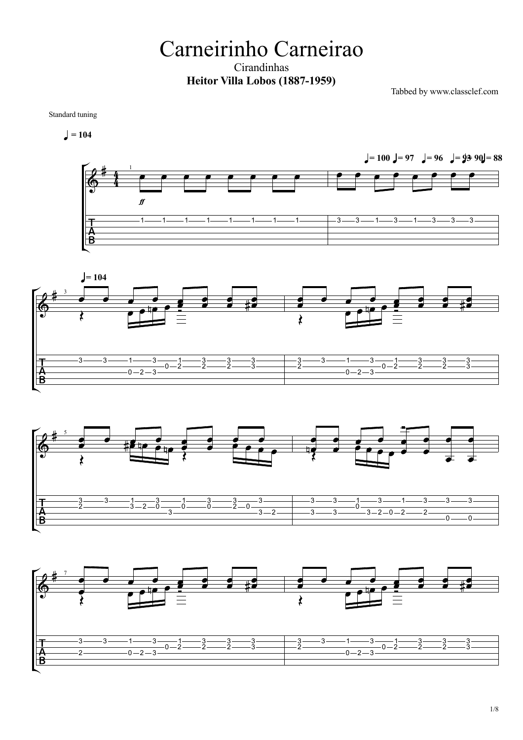# Carneirinho Carneirao

Cirandinhas

**Heitor Villa Lobos (1887-1959)**

Tabbed by www.classclef.com

Standard tuning

♩ = 104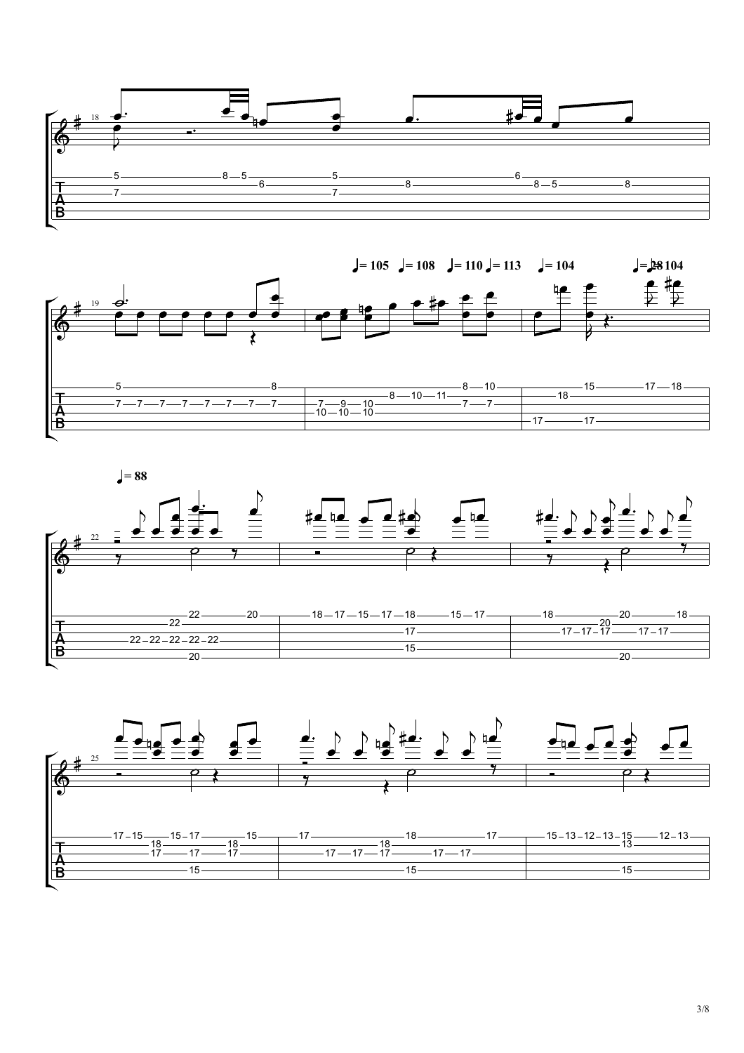♩= 105 ♩= 108 ♩= 110 ♩= 113 ♩= 104 ♩= 128 ♩= 104

♩= 88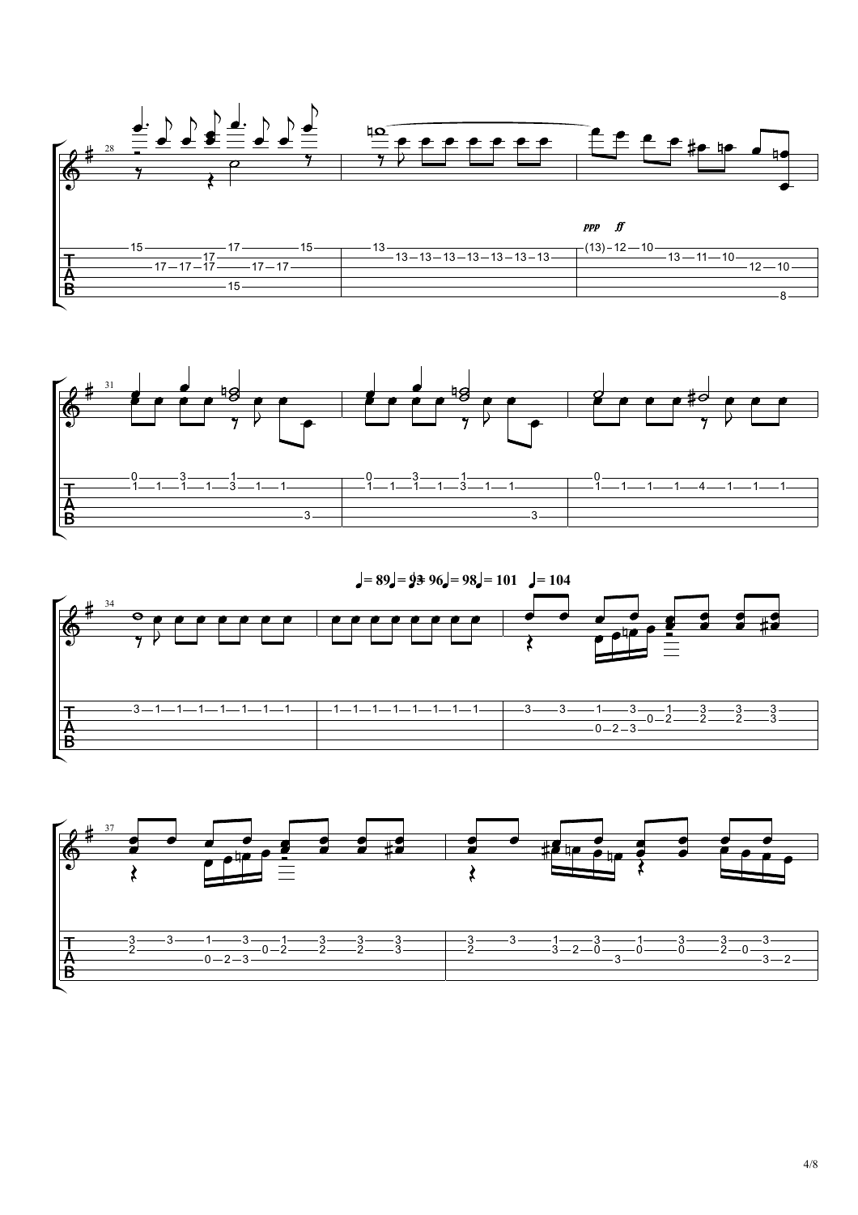ppp ff

♩= 89 ♩= 93 ♩= 96 ♩= 98 ♩= 101 ♩= 104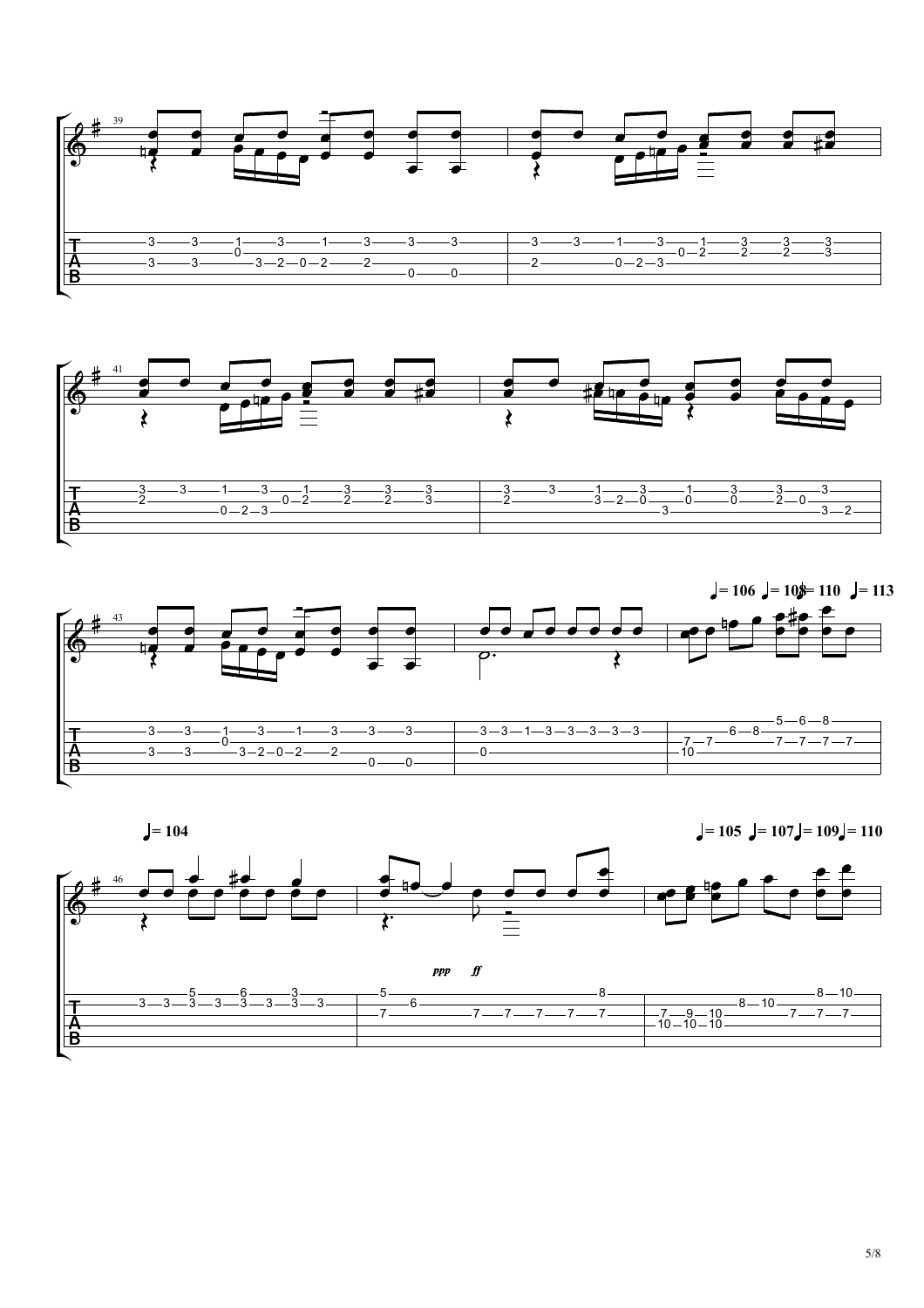39

41

43

♩= 106 ♩= 108 ♩= 110 ♩= 113

♩= 104

46

*ppp* *ff*

♩= 105 ♩= 107 ♩= 109 ♩= 110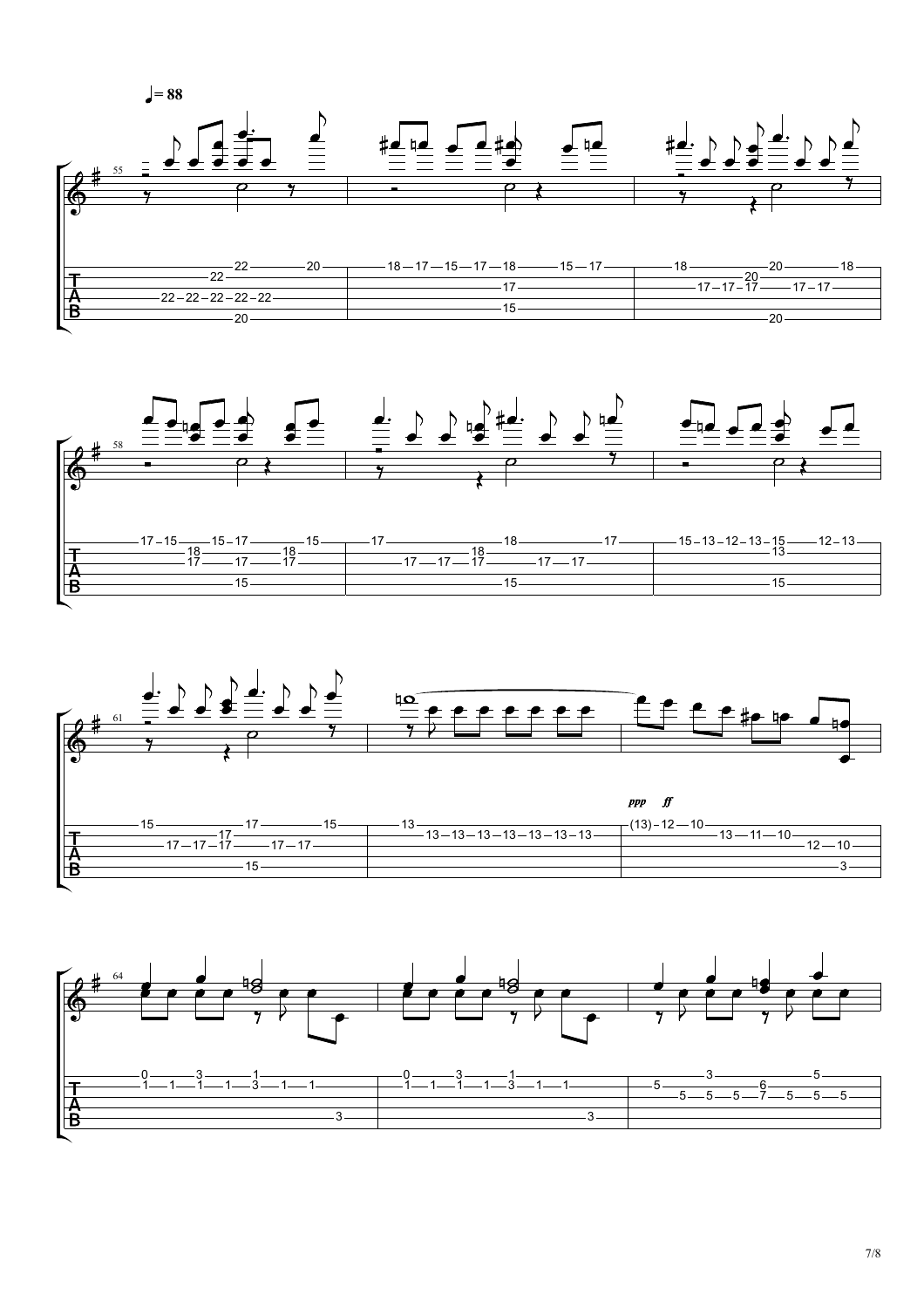♩ = 88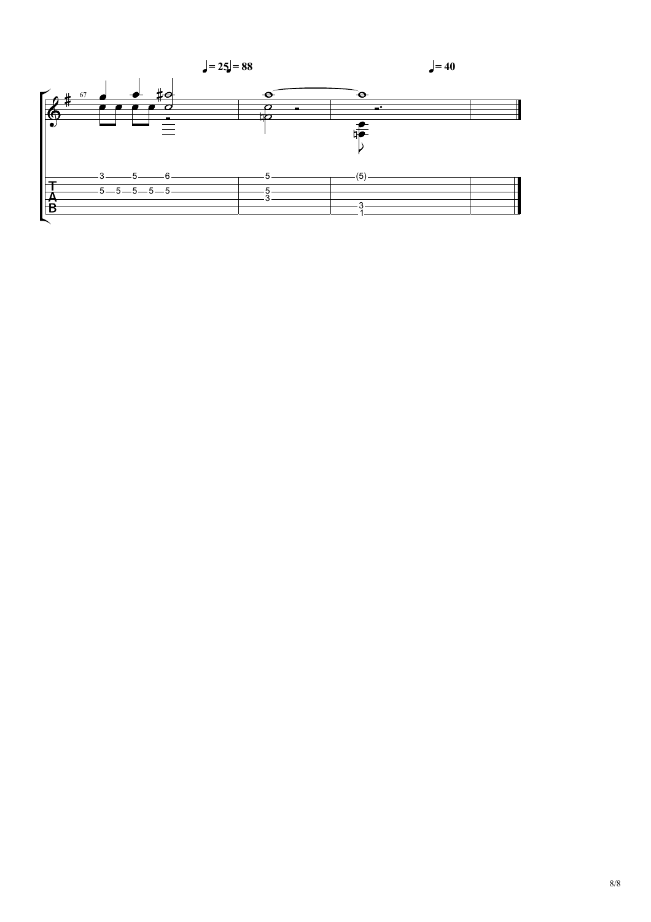♩= 25 ♩= 88

♩= 40

67